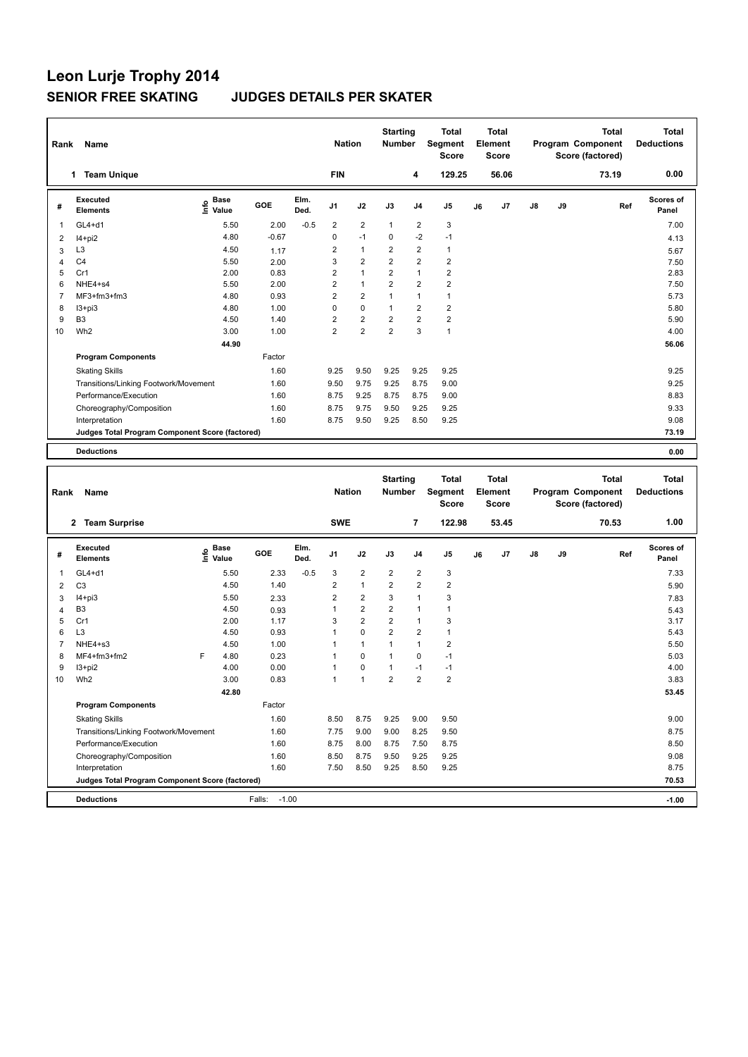# Leon Lurje Trophy 2014

## SENIOR FREE SKATING JUDGES DETAILS PER SKATER

| Rank | Name | Nation | Starting Number | Total Segment Score | Total Element Score | Total Program Component Score (factored) | Total Deductions |
|---|---|---|---|---|---|---|---|
| 1 | Team Unique | FIN | 4 | 129.25 | 56.06 | 73.19 | 0.00 |

| # | Executed Elements | Info | Base Value | GOE | Elm. Ded. | J1 | J2 | J3 | J4 | J5 | J6 | J7 | J8 | J9 | Ref | Scores of Panel |
|---|---|---|---|---|---|---|---|---|---|---|---|---|---|---|---|---|
| 1 | GL4+d1 | | 5.50 | 2.00 | -0.5 | 2 | 2 | 1 | 2 | 3 | | | | | | 7.00 |
| 2 | I4+pi2 | | 4.80 | -0.67 | | 0 | -1 | 0 | -2 | -1 | | | | | | 4.13 |
| 3 | L3 | | 4.50 | 1.17 | | 2 | 1 | 2 | 2 | 1 | | | | | | 5.67 |
| 4 | C4 | | 5.50 | 2.00 | | 3 | 2 | 2 | 2 | 2 | | | | | | 7.50 |
| 5 | Cr1 | | 2.00 | 0.83 | | 2 | 1 | 2 | 1 | 2 | | | | | | 2.83 |
| 6 | NHE4+s4 | | 5.50 | 2.00 | | 2 | 1 | 2 | 2 | 2 | | | | | | 7.50 |
| 7 | MF3+fm3+fm3 | | 4.80 | 0.93 | | 2 | 2 | 1 | 1 | 1 | | | | | | 5.73 |
| 8 | I3+pi3 | | 4.80 | 1.00 | | 0 | 0 | 1 | 2 | 2 | | | | | | 5.80 |
| 9 | B3 | | 4.50 | 1.40 | | 2 | 2 | 2 | 2 | 2 | | | | | | 5.90 |
| 10 | Wh2 | | 3.00 | 1.00 | | 2 | 2 | 2 | 3 | 1 | | | | | | 4.00 |
| | | | 44.90 | | | | | | | | | | | | | 56.06 |
| | **Program Components** | | | Factor | | | | | | | | | | | | |
| | Skating Skills | | | 1.60 | | 9.25 | 9.50 | 9.25 | 9.25 | 9.25 | | | | | | 9.25 |
| | Transitions/Linking Footwork/Movement | | | 1.60 | | 9.50 | 9.75 | 9.25 | 8.75 | 9.00 | | | | | | 9.25 |
| | Performance/Execution | | | 1.60 | | 8.75 | 9.25 | 8.75 | 8.75 | 9.00 | | | | | | 8.83 |
| | Choreography/Composition | | | 1.60 | | 8.75 | 9.75 | 9.50 | 9.25 | 9.25 | | | | | | 9.33 |
| | Interpretation | | | 1.60 | | 8.75 | 9.50 | 9.25 | 8.50 | 9.25 | | | | | | 9.08 |
| | **Judges Total Program Component Score (factored)** | | | | | | | | | | | | | | | 73.19 |
| | **Deductions** | | | | | | | | | | | | | | | 0.00 |

| Rank | Name | Nation | Starting Number | Total Segment Score | Total Element Score | Total Program Component Score (factored) | Total Deductions |
|---|---|---|---|---|---|---|---|
| 2 | Team Surprise | SWE | 7 | 122.98 | 53.45 | 70.53 | 1.00 |

| # | Executed Elements | Info | Base Value | GOE | Elm. Ded. | J1 | J2 | J3 | J4 | J5 | J6 | J7 | J8 | J9 | Ref | Scores of Panel |
|---|---|---|---|---|---|---|---|---|---|---|---|---|---|---|---|---|
| 1 | GL4+d1 | | 5.50 | 2.33 | -0.5 | 3 | 2 | 2 | 2 | 3 | | | | | | 7.33 |
| 2 | C3 | | 4.50 | 1.40 | | 2 | 1 | 2 | 2 | 2 | | | | | | 5.90 |
| 3 | I4+pi3 | | 5.50 | 2.33 | | 2 | 2 | 3 | 1 | 3 | | | | | | 7.83 |
| 4 | B3 | | 4.50 | 0.93 | | 1 | 2 | 2 | 1 | 1 | | | | | | 5.43 |
| 5 | Cr1 | | 2.00 | 1.17 | | 3 | 2 | 2 | 1 | 3 | | | | | | 3.17 |
| 6 | L3 | | 4.50 | 0.93 | | 1 | 0 | 2 | 2 | 1 | | | | | | 5.43 |
| 7 | NHE4+s3 | | 4.50 | 1.00 | | 1 | 1 | 1 | 1 | 2 | | | | | | 5.50 |
| 8 | MF4+fm3+fm2 | F | 4.80 | 0.23 | | 1 | 0 | 1 | 0 | -1 | | | | | | 5.03 |
| 9 | I3+pi2 | | 4.00 | 0.00 | | 1 | 0 | 1 | -1 | -1 | | | | | | 4.00 |
| 10 | Wh2 | | 3.00 | 0.83 | | 1 | 1 | 2 | 2 | 2 | | | | | | 3.83 |
| | | | 42.80 | | | | | | | | | | | | | 53.45 |
| | **Program Components** | | | Factor | | | | | | | | | | | | |
| | Skating Skills | | | 1.60 | | 8.50 | 8.75 | 9.25 | 9.00 | 9.50 | | | | | | 9.00 |
| | Transitions/Linking Footwork/Movement | | | 1.60 | | 7.75 | 9.00 | 9.00 | 8.25 | 9.50 | | | | | | 8.75 |
| | Performance/Execution | | | 1.60 | | 8.75 | 8.00 | 8.75 | 7.50 | 8.75 | | | | | | 8.50 |
| | Choreography/Composition | | | 1.60 | | 8.50 | 8.75 | 9.50 | 9.25 | 9.25 | | | | | | 9.08 |
| | Interpretation | | | 1.60 | | 7.50 | 8.50 | 9.25 | 8.50 | 9.25 | | | | | | 8.75 |
| | **Judges Total Program Component Score (factored)** | | | | | | | | | | | | | | | 70.53 |
| | **Deductions** | | | Falls: -1.00 | | | | | | | | | | | | -1.00 |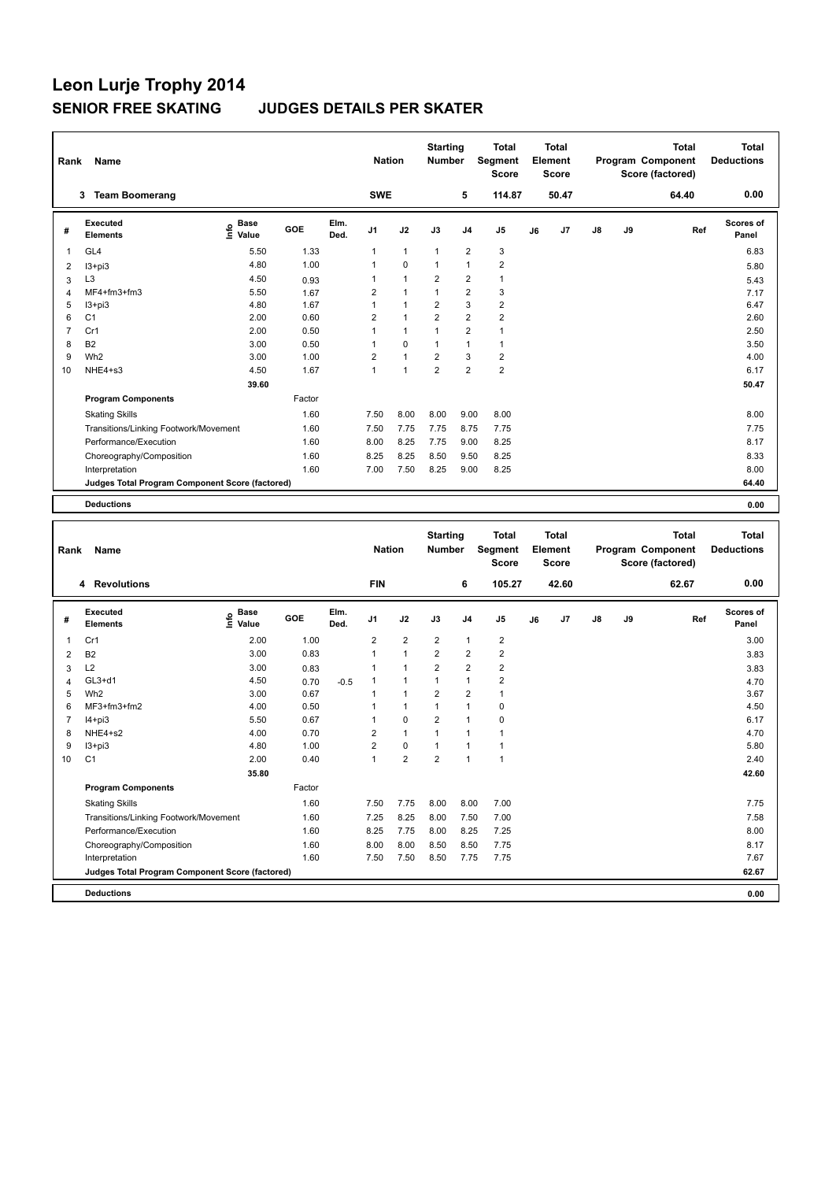# Leon Lurje Trophy 2014

## SENIOR FREE SKATING JUDGES DETAILS PER SKATER

| Rank | Name | Nation | Starting Number | Total Segment Score | Total Element Score | Total Program Component Score (factored) | Total Deductions |
|---|---|---|---|---|---|---|---|
| 3 | Team Boomerang | SWE | 5 | 114.87 | 50.47 | 64.40 | 0.00 |

| # | Executed Elements | Info | Base Value | GOE | Elm. Ded. | J1 | J2 | J3 | J4 | J5 | J6 | J7 | J8 | J9 | Ref | Scores of Panel |
|---|---|---|---|---|---|---|---|---|---|---|---|---|---|---|---|---|
| 1 | GL4 | | 5.50 | 1.33 | | 1 | 1 | 1 | 2 | 3 | | | | | | 6.83 |
| 2 | I3+pi3 | | 4.80 | 1.00 | | 1 | 0 | 1 | 1 | 2 | | | | | | 5.80 |
| 3 | L3 | | 4.50 | 0.93 | | 1 | 1 | 2 | 2 | 1 | | | | | | 5.43 |
| 4 | MF4+fm3+fm3 | | 5.50 | 1.67 | | 2 | 1 | 1 | 2 | 3 | | | | | | 7.17 |
| 5 | I3+pi3 | | 4.80 | 1.67 | | 1 | 1 | 2 | 3 | 2 | | | | | | 6.47 |
| 6 | C1 | | 2.00 | 0.60 | | 2 | 1 | 2 | 2 | 2 | | | | | | 2.60 |
| 7 | Cr1 | | 2.00 | 0.50 | | 1 | 1 | 1 | 2 | 1 | | | | | | 2.50 |
| 8 | B2 | | 3.00 | 0.50 | | 1 | 0 | 1 | 1 | 1 | | | | | | 3.50 |
| 9 | Wh2 | | 3.00 | 1.00 | | 2 | 1 | 2 | 3 | 2 | | | | | | 4.00 |
| 10 | NHE4+s3 | | 4.50 | 1.67 | | 1 | 1 | 2 | 2 | 2 | | | | | | 6.17 |
| | | | 39.60 | | | | | | | | | | | | | 50.47 |

| Program Components | Factor | J1 | J2 | J3 | J4 | J5 | J6 | J7 | J8 | J9 | Scores of Panel |
|---|---|---|---|---|---|---|---|---|---|---|---|
| Skating Skills | 1.60 | 7.50 | 8.00 | 8.00 | 9.00 | 8.00 | | | | | 8.00 |
| Transitions/Linking Footwork/Movement | 1.60 | 7.50 | 7.75 | 7.75 | 8.75 | 7.75 | | | | | 7.75 |
| Performance/Execution | 1.60 | 8.00 | 8.25 | 7.75 | 9.00 | 8.25 | | | | | 8.17 |
| Choreography/Composition | 1.60 | 8.25 | 8.25 | 8.50 | 9.50 | 8.25 | | | | | 8.33 |
| Interpretation | 1.60 | 7.00 | 7.50 | 8.25 | 9.00 | 8.25 | | | | | 8.00 |
| Judges Total Program Component Score (factored) | | | | | | | | | | | 64.40 |

**Deductions** 0.00

| Rank | Name | Nation | Starting Number | Total Segment Score | Total Element Score | Total Program Component Score (factored) | Total Deductions |
|---|---|---|---|---|---|---|---|
| 4 | Revolutions | FIN | 6 | 105.27 | 42.60 | 62.67 | 0.00 |

| # | Executed Elements | Info | Base Value | GOE | Elm. Ded. | J1 | J2 | J3 | J4 | J5 | J6 | J7 | J8 | J9 | Ref | Scores of Panel |
|---|---|---|---|---|---|---|---|---|---|---|---|---|---|---|---|---|
| 1 | Cr1 | | 2.00 | 1.00 | | 2 | 2 | 2 | 1 | 2 | | | | | | 3.00 |
| 2 | B2 | | 3.00 | 0.83 | | 1 | 1 | 2 | 2 | 2 | | | | | | 3.83 |
| 3 | L2 | | 3.00 | 0.83 | | 1 | 1 | 2 | 2 | 2 | | | | | | 3.83 |
| 4 | GL3+d1 | | 4.50 | 0.70 | -0.5 | 1 | 1 | 1 | 1 | 2 | | | | | | 4.70 |
| 5 | Wh2 | | 3.00 | 0.67 | | 1 | 1 | 2 | 2 | 1 | | | | | | 3.67 |
| 6 | MF3+fm3+fm2 | | 4.00 | 0.50 | | 1 | 1 | 1 | 1 | 0 | | | | | | 4.50 |
| 7 | I4+pi3 | | 5.50 | 0.67 | | 1 | 0 | 2 | 1 | 0 | | | | | | 6.17 |
| 8 | NHE4+s2 | | 4.00 | 0.70 | | 2 | 1 | 1 | 1 | 1 | | | | | | 4.70 |
| 9 | I3+pi3 | | 4.80 | 1.00 | | 2 | 0 | 1 | 1 | 1 | | | | | | 5.80 |
| 10 | C1 | | 2.00 | 0.40 | | 1 | 2 | 2 | 1 | 1 | | | | | | 2.40 |
| | | | 35.80 | | | | | | | | | | | | | 42.60 |

| Program Components | Factor | J1 | J2 | J3 | J4 | J5 | J6 | J7 | J8 | J9 | Scores of Panel |
|---|---|---|---|---|---|---|---|---|---|---|---|
| Skating Skills | 1.60 | 7.50 | 7.75 | 8.00 | 8.00 | 7.00 | | | | | 7.75 |
| Transitions/Linking Footwork/Movement | 1.60 | 7.25 | 8.25 | 8.00 | 7.50 | 7.00 | | | | | 7.58 |
| Performance/Execution | 1.60 | 8.25 | 7.75 | 8.00 | 8.25 | 7.25 | | | | | 8.00 |
| Choreography/Composition | 1.60 | 8.00 | 8.00 | 8.50 | 8.50 | 7.75 | | | | | 8.17 |
| Interpretation | 1.60 | 7.50 | 7.50 | 8.50 | 7.75 | 7.75 | | | | | 7.67 |
| Judges Total Program Component Score (factored) | | | | | | | | | | | 62.67 |

**Deductions** 0.00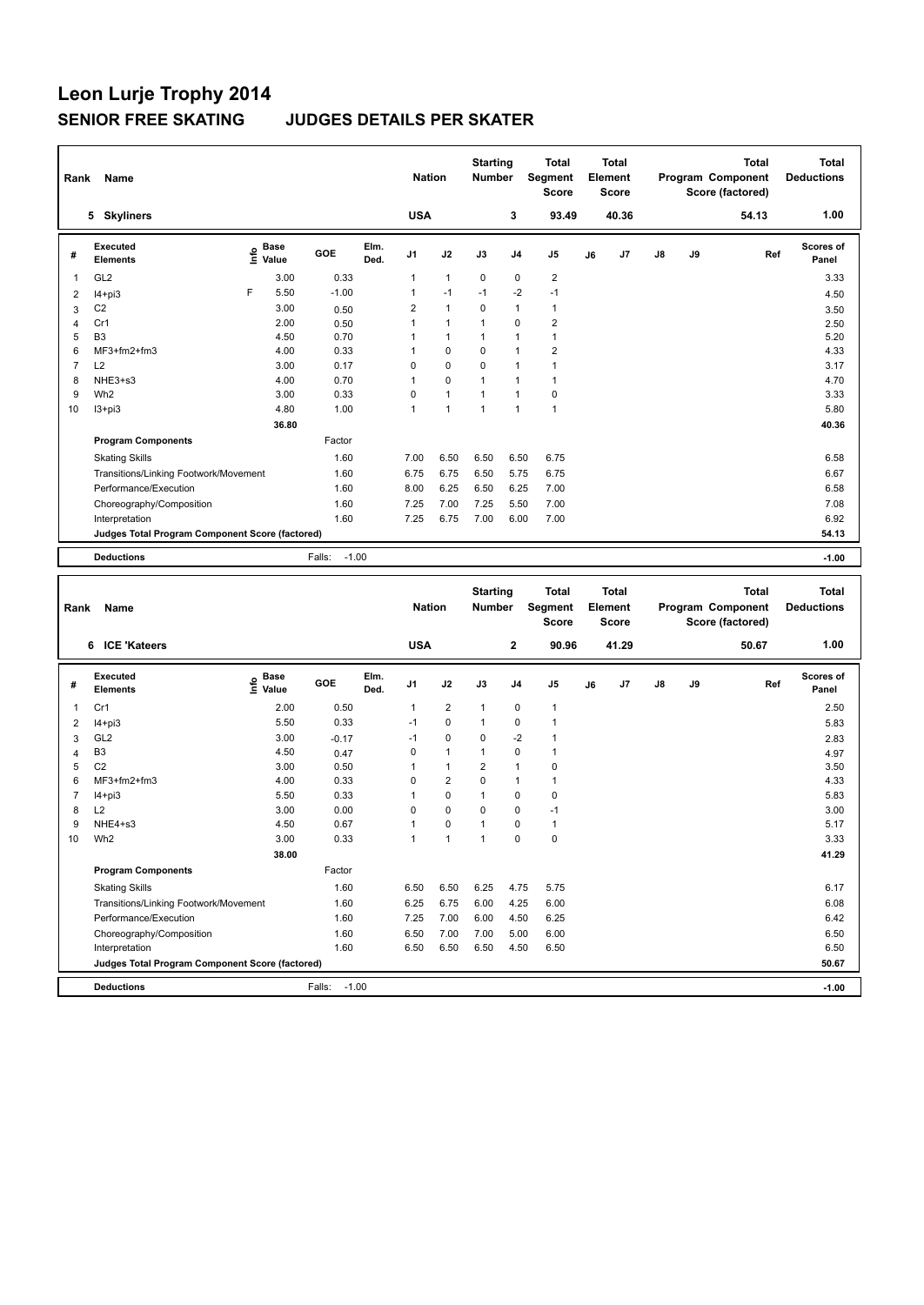# Leon Lurje Trophy 2014

## SENIOR FREE SKATING JUDGES DETAILS PER SKATER

| Rank | Name | Nation | Starting Number | Total Segment Score | Total Element Score | Total Program Component Score (factored) | Total Deductions |
|---|---|---|---|---|---|---|---|
| 5 | Skyliners | USA | 3 | 93.49 | 40.36 | 54.13 | 1.00 |

| # | Executed Elements | Info | Base Value | GOE | Elm. Ded. | J1 | J2 | J3 | J4 | J5 | J6 | J7 | J8 | J9 | Ref | Scores of Panel |
|---|---|---|---|---|---|---|---|---|---|---|---|---|---|---|---|---|
| 1 | GL2 | | 3.00 | 0.33 | | 1 | 1 | 0 | 0 | 2 | | | | | | 3.33 |
| 2 | I4+pi3 | F | 5.50 | -1.00 | | 1 | -1 | -1 | -2 | -1 | | | | | | 4.50 |
| 3 | C2 | | 3.00 | 0.50 | | 2 | 1 | 0 | 1 | 1 | | | | | | 3.50 |
| 4 | Cr1 | | 2.00 | 0.50 | | 1 | 1 | 1 | 0 | 2 | | | | | | 2.50 |
| 5 | B3 | | 4.50 | 0.70 | | 1 | 1 | 1 | 1 | 1 | | | | | | 5.20 |
| 6 | MF3+fm2+fm3 | | 4.00 | 0.33 | | 1 | 0 | 0 | 1 | 2 | | | | | | 4.33 |
| 7 | L2 | | 3.00 | 0.17 | | 0 | 0 | 0 | 1 | 1 | | | | | | 3.17 |
| 8 | NHE3+s3 | | 4.00 | 0.70 | | 1 | 0 | 1 | 1 | 1 | | | | | | 4.70 |
| 9 | Wh2 | | 3.00 | 0.33 | | 0 | 1 | 1 | 1 | 0 | | | | | | 3.33 |
| 10 | I3+pi3 | | 4.80 | 1.00 | | 1 | 1 | 1 | 1 | 1 | | | | | | 5.80 |
| | | | 36.80 | | | | | | | | | | | | | 40.36 |
| | **Program Components** | | | Factor | | | | | | | | | | | | |
| | Skating Skills | | | 1.60 | | 7.00 | 6.50 | 6.50 | 6.50 | 6.75 | | | | | | 6.58 |
| | Transitions/Linking Footwork/Movement | | | 1.60 | | 6.75 | 6.75 | 6.50 | 5.75 | 6.75 | | | | | | 6.67 |
| | Performance/Execution | | | 1.60 | | 8.00 | 6.25 | 6.50 | 6.25 | 7.00 | | | | | | 6.58 |
| | Choreography/Composition | | | 1.60 | | 7.25 | 7.00 | 7.25 | 5.50 | 7.00 | | | | | | 7.08 |
| | Interpretation | | | 1.60 | | 7.25 | 6.75 | 7.00 | 6.00 | 7.00 | | | | | | 6.92 |
| | **Judges Total Program Component Score (factored)** | | | | | | | | | | | | | | | 54.13 |
| | **Deductions** | | | Falls: -1.00 | | | | | | | | | | | | -1.00 |

| Rank | Name | Nation | Starting Number | Total Segment Score | Total Element Score | Total Program Component Score (factored) | Total Deductions |
|---|---|---|---|---|---|---|---|
| 6 | ICE 'Kateers | USA | 2 | 90.96 | 41.29 | 50.67 | 1.00 |

| # | Executed Elements | Info | Base Value | GOE | Elm. Ded. | J1 | J2 | J3 | J4 | J5 | J6 | J7 | J8 | J9 | Ref | Scores of Panel |
|---|---|---|---|---|---|---|---|---|---|---|---|---|---|---|---|---|
| 1 | Cr1 | | 2.00 | 0.50 | | 1 | 2 | 1 | 0 | 1 | | | | | | 2.50 |
| 2 | I4+pi3 | | 5.50 | 0.33 | | -1 | 0 | 1 | 0 | 1 | | | | | | 5.83 |
| 3 | GL2 | | 3.00 | -0.17 | | -1 | 0 | 0 | -2 | 1 | | | | | | 2.83 |
| 4 | B3 | | 4.50 | 0.47 | | 0 | 1 | 1 | 0 | 1 | | | | | | 4.97 |
| 5 | C2 | | 3.00 | 0.50 | | 1 | 1 | 2 | 1 | 0 | | | | | | 3.50 |
| 6 | MF3+fm2+fm3 | | 4.00 | 0.33 | | 0 | 2 | 0 | 1 | 1 | | | | | | 4.33 |
| 7 | I4+pi3 | | 5.50 | 0.33 | | 1 | 0 | 1 | 0 | 0 | | | | | | 5.83 |
| 8 | L2 | | 3.00 | 0.00 | | 0 | 0 | 0 | 0 | -1 | | | | | | 3.00 |
| 9 | NHE4+s3 | | 4.50 | 0.67 | | 1 | 0 | 1 | 0 | 1 | | | | | | 5.17 |
| 10 | Wh2 | | 3.00 | 0.33 | | 1 | 1 | 1 | 0 | 0 | | | | | | 3.33 |
| | | | 38.00 | | | | | | | | | | | | | 41.29 |
| | **Program Components** | | | Factor | | | | | | | | | | | | |
| | Skating Skills | | | 1.60 | | 6.50 | 6.50 | 6.25 | 4.75 | 5.75 | | | | | | 6.17 |
| | Transitions/Linking Footwork/Movement | | | 1.60 | | 6.25 | 6.75 | 6.00 | 4.25 | 6.00 | | | | | | 6.08 |
| | Performance/Execution | | | 1.60 | | 7.25 | 7.00 | 6.00 | 4.50 | 6.25 | | | | | | 6.42 |
| | Choreography/Composition | | | 1.60 | | 6.50 | 7.00 | 7.00 | 5.00 | 6.00 | | | | | | 6.50 |
| | Interpretation | | | 1.60 | | 6.50 | 6.50 | 6.50 | 4.50 | 6.50 | | | | | | 6.50 |
| | **Judges Total Program Component Score (factored)** | | | | | | | | | | | | | | | 50.67 |
| | **Deductions** | | | Falls: -1.00 | | | | | | | | | | | | -1.00 |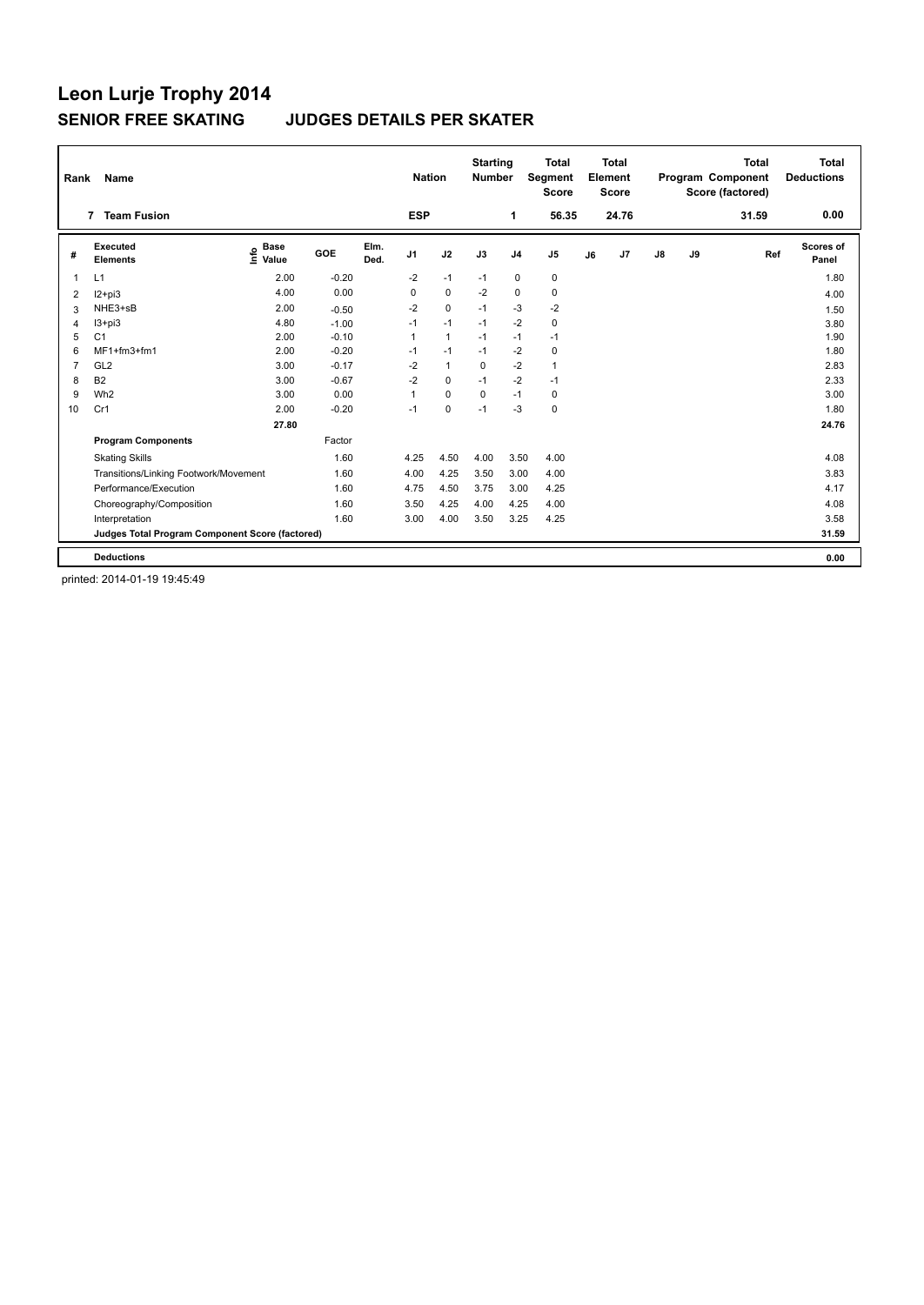# Leon Lurje Trophy 2014

## SENIOR FREE SKATING JUDGES DETAILS PER SKATER

| Rank | Name | Nation | Starting Number | Total Segment Score | Total Element Score | Total Program Component Score (factored) | Total Deductions |
|---|---|---|---|---|---|---|---|
| 7 | Team Fusion | ESP | 1 | 56.35 | 24.76 | 31.59 | 0.00 |

| # | Executed Elements | Info | Base Value | GOE | Elm. Ded. | J1 | J2 | J3 | J4 | J5 | J6 | J7 | J8 | J9 | Ref | Scores of Panel |
|---|---|---|---|---|---|---|---|---|---|---|---|---|---|---|---|---|
| 1 | L1 | | 2.00 | -0.20 | | -2 | -1 | -1 | 0 | 0 | | | | | | 1.80 |
| 2 | I2+pi3 | | 4.00 | 0.00 | | 0 | 0 | -2 | 0 | 0 | | | | | | 4.00 |
| 3 | NHE3+sB | | 2.00 | -0.50 | | -2 | 0 | -1 | -3 | -2 | | | | | | 1.50 |
| 4 | I3+pi3 | | 4.80 | -1.00 | | -1 | -1 | -1 | -2 | 0 | | | | | | 3.80 |
| 5 | C1 | | 2.00 | -0.10 | | 1 | 1 | -1 | -1 | -1 | | | | | | 1.90 |
| 6 | MF1+fm3+fm1 | | 2.00 | -0.20 | | -1 | -1 | -1 | -2 | 0 | | | | | | 1.80 |
| 7 | GL2 | | 3.00 | -0.17 | | -2 | 1 | 0 | -2 | 1 | | | | | | 2.83 |
| 8 | B2 | | 3.00 | -0.67 | | -2 | 0 | -1 | -2 | -1 | | | | | | 2.33 |
| 9 | Wh2 | | 3.00 | 0.00 | | 1 | 0 | 0 | -1 | 0 | | | | | | 3.00 |
| 10 | Cr1 | | 2.00 | -0.20 | | -1 | 0 | -1 | -3 | 0 | | | | | | 1.80 |
| | | | 27.80 | | | | | | | | | | | | | 24.76 |
| | **Program Components** | | | Factor | | | | | | | | | | | | |
| | Skating Skills | | | 1.60 | | 4.25 | 4.50 | 4.00 | 3.50 | 4.00 | | | | | | 4.08 |
| | Transitions/Linking Footwork/Movement | | | 1.60 | | 4.00 | 4.25 | 3.50 | 3.00 | 4.00 | | | | | | 3.83 |
| | Performance/Execution | | | 1.60 | | 4.75 | 4.50 | 3.75 | 3.00 | 4.25 | | | | | | 4.17 |
| | Choreography/Composition | | | 1.60 | | 3.50 | 4.25 | 4.00 | 4.25 | 4.00 | | | | | | 4.08 |
| | Interpretation | | | 1.60 | | 3.00 | 4.00 | 3.50 | 3.25 | 4.25 | | | | | | 3.58 |
| | **Judges Total Program Component Score (factored)** | | | | | | | | | | | | | | | 31.59 |
| | **Deductions** | | | | | | | | | | | | | | | 0.00 |

printed: 2014-01-19 19:45:49